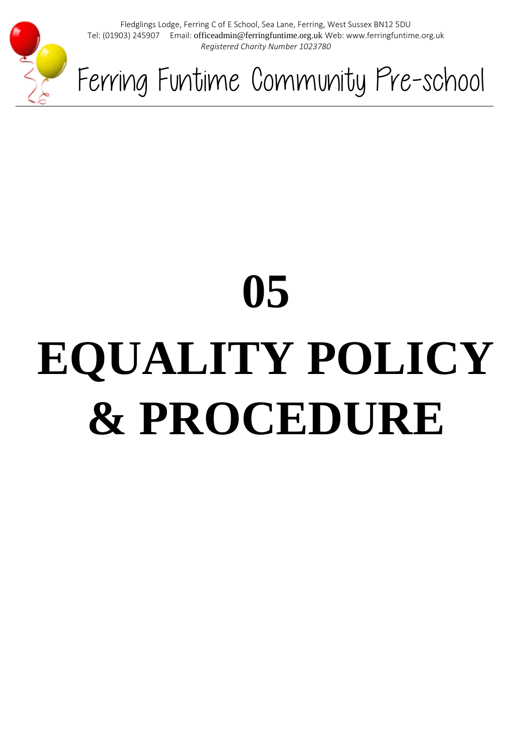Fledglings Lodge, Ferring C of E School, Sea Lane, Ferring, West Sussex BN12 5DU
Tel: (01903) 245907 Email: officeadmin@ferringfuntime.org.uk Web: www.ferringfuntime.org.uk
*Registered Charity Number 1023780*

Ferring Funtime Community Pre-school

# 05

# EQUALITY POLICY & PROCEDURE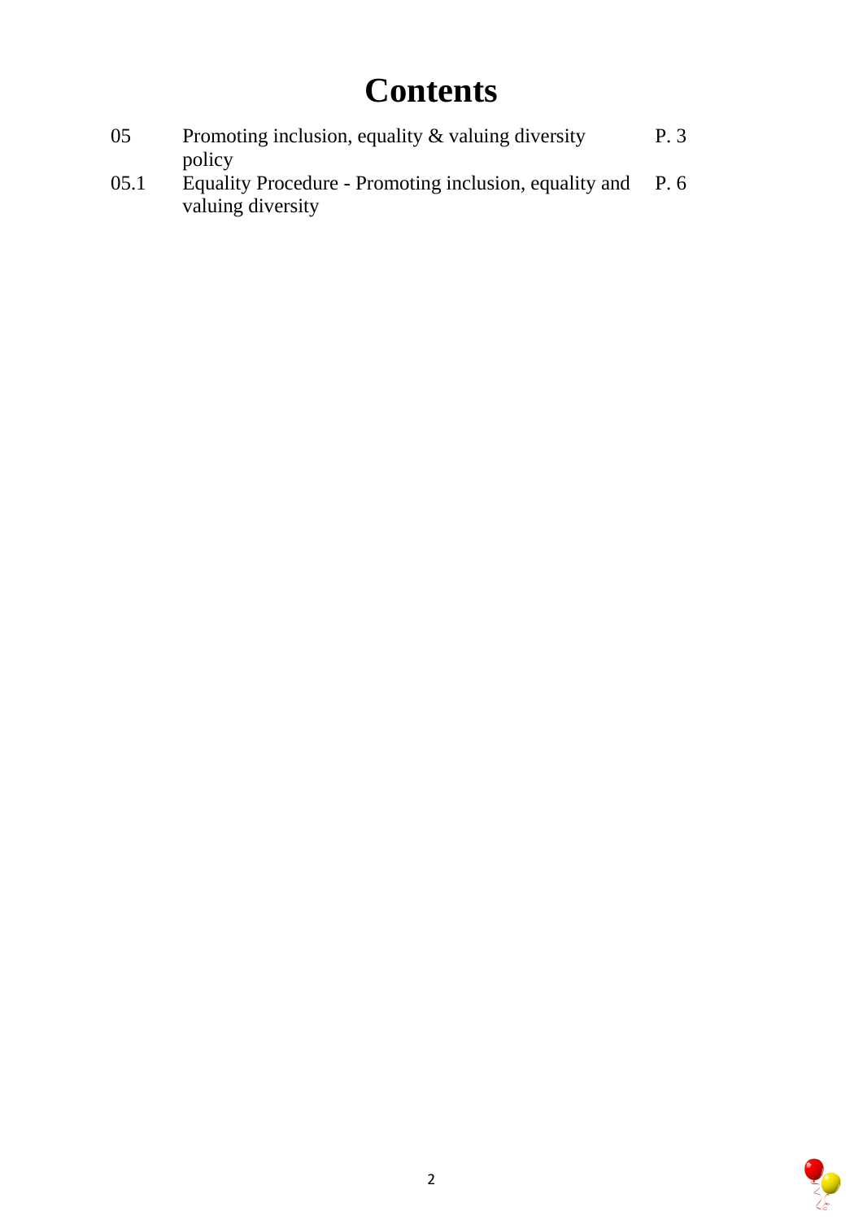# Contents

| | | |
|---|---|---|
| 05 | Promoting inclusion, equality & valuing diversity policy | P. 3 |
| 05.1 | Equality Procedure - Promoting inclusion, equality and valuing diversity | P. 6 |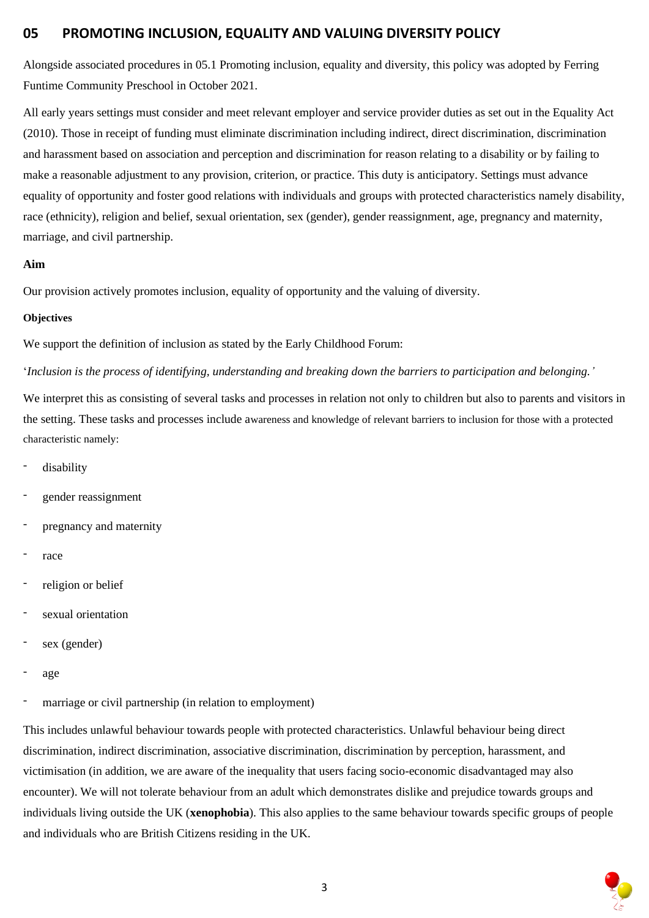## 05 PROMOTING INCLUSION, EQUALITY AND VALUING DIVERSITY POLICY

Alongside associated procedures in 05.1 Promoting inclusion, equality and diversity, this policy was adopted by Ferring Funtime Community Preschool in October 2021.

All early years settings must consider and meet relevant employer and service provider duties as set out in the Equality Act (2010). Those in receipt of funding must eliminate discrimination including indirect, direct discrimination, discrimination and harassment based on association and perception and discrimination for reason relating to a disability or by failing to make a reasonable adjustment to any provision, criterion, or practice. This duty is anticipatory. Settings must advance equality of opportunity and foster good relations with individuals and groups with protected characteristics namely disability, race (ethnicity), religion and belief, sexual orientation, sex (gender), gender reassignment, age, pregnancy and maternity, marriage, and civil partnership.

**Aim**

Our provision actively promotes inclusion, equality of opportunity and the valuing of diversity.

**Objectives**

We support the definition of inclusion as stated by the Early Childhood Forum:

'*Inclusion is the process of identifying, understanding and breaking down the barriers to participation and belonging.'*

We interpret this as consisting of several tasks and processes in relation not only to children but also to parents and visitors in the setting. These tasks and processes include awareness and knowledge of relevant barriers to inclusion for those with a protected characteristic namely:

- disability
- gender reassignment
- pregnancy and maternity
- race
- religion or belief
- sexual orientation
- sex (gender)
- age
- marriage or civil partnership (in relation to employment)

This includes unlawful behaviour towards people with protected characteristics. Unlawful behaviour being direct discrimination, indirect discrimination, associative discrimination, discrimination by perception, harassment, and victimisation (in addition, we are aware of the inequality that users facing socio-economic disadvantaged may also encounter). We will not tolerate behaviour from an adult which demonstrates dislike and prejudice towards groups and individuals living outside the UK (**xenophobia**). This also applies to the same behaviour towards specific groups of people and individuals who are British Citizens residing in the UK.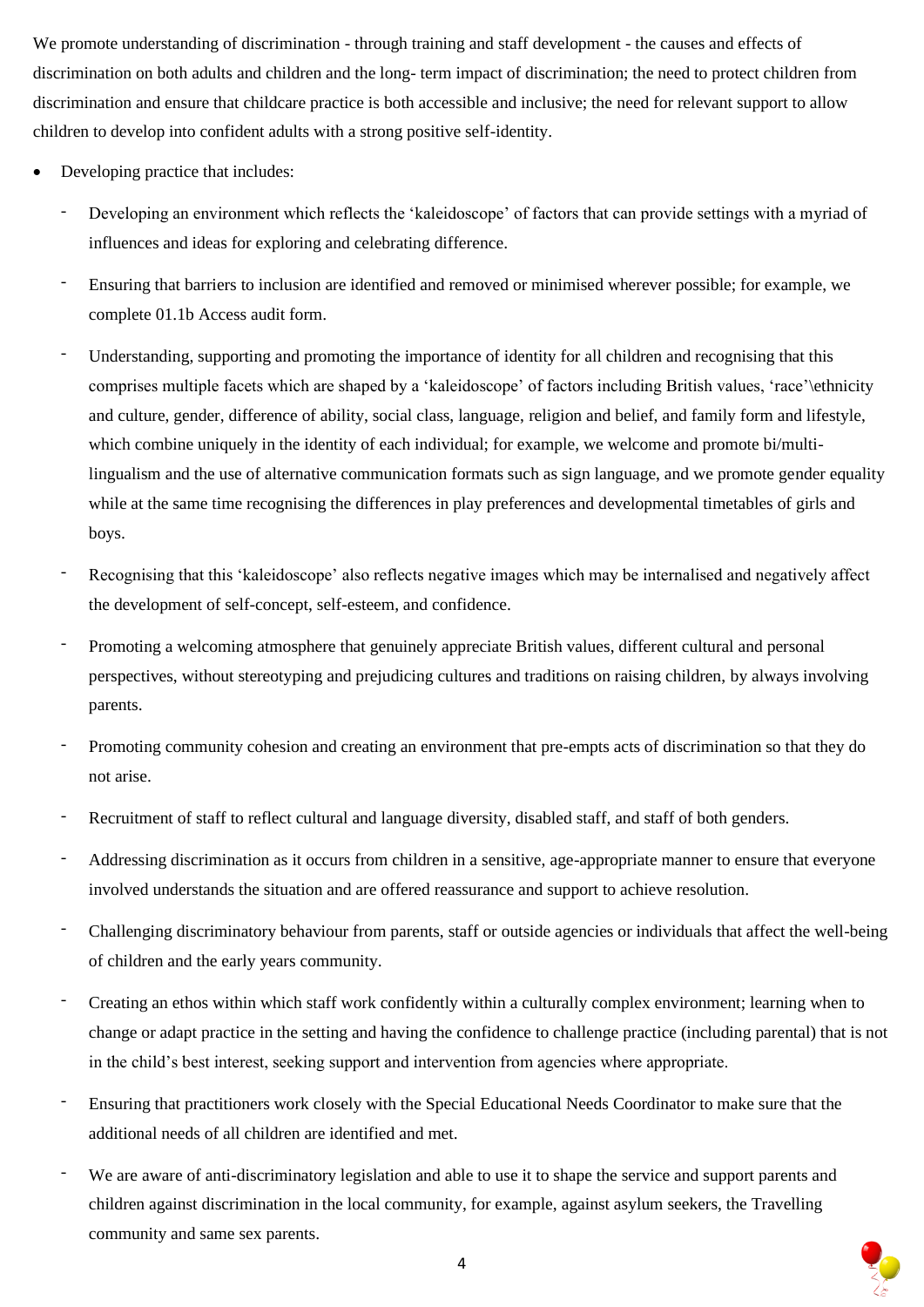We promote understanding of discrimination - through training and staff development - the causes and effects of discrimination on both adults and children and the long- term impact of discrimination; the need to protect children from discrimination and ensure that childcare practice is both accessible and inclusive; the need for relevant support to allow children to develop into confident adults with a strong positive self-identity.

- Developing practice that includes:
  - Developing an environment which reflects the 'kaleidoscope' of factors that can provide settings with a myriad of influences and ideas for exploring and celebrating difference.
  - Ensuring that barriers to inclusion are identified and removed or minimised wherever possible; for example, we complete 01.1b Access audit form.
  - Understanding, supporting and promoting the importance of identity for all children and recognising that this comprises multiple facets which are shaped by a 'kaleidoscope' of factors including British values, 'race'\ethnicity and culture, gender, difference of ability, social class, language, religion and belief, and family form and lifestyle, which combine uniquely in the identity of each individual; for example, we welcome and promote bi/multi-lingualism and the use of alternative communication formats such as sign language, and we promote gender equality while at the same time recognising the differences in play preferences and developmental timetables of girls and boys.
  - Recognising that this 'kaleidoscope' also reflects negative images which may be internalised and negatively affect the development of self-concept, self-esteem, and confidence.
  - Promoting a welcoming atmosphere that genuinely appreciate British values, different cultural and personal perspectives, without stereotyping and prejudicing cultures and traditions on raising children, by always involving parents.
  - Promoting community cohesion and creating an environment that pre-empts acts of discrimination so that they do not arise.
  - Recruitment of staff to reflect cultural and language diversity, disabled staff, and staff of both genders.
  - Addressing discrimination as it occurs from children in a sensitive, age-appropriate manner to ensure that everyone involved understands the situation and are offered reassurance and support to achieve resolution.
  - Challenging discriminatory behaviour from parents, staff or outside agencies or individuals that affect the well-being of children and the early years community.
  - Creating an ethos within which staff work confidently within a culturally complex environment; learning when to change or adapt practice in the setting and having the confidence to challenge practice (including parental) that is not in the child's best interest, seeking support and intervention from agencies where appropriate.
  - Ensuring that practitioners work closely with the Special Educational Needs Coordinator to make sure that the additional needs of all children are identified and met.
  - We are aware of anti-discriminatory legislation and able to use it to shape the service and support parents and children against discrimination in the local community, for example, against asylum seekers, the Travelling community and same sex parents.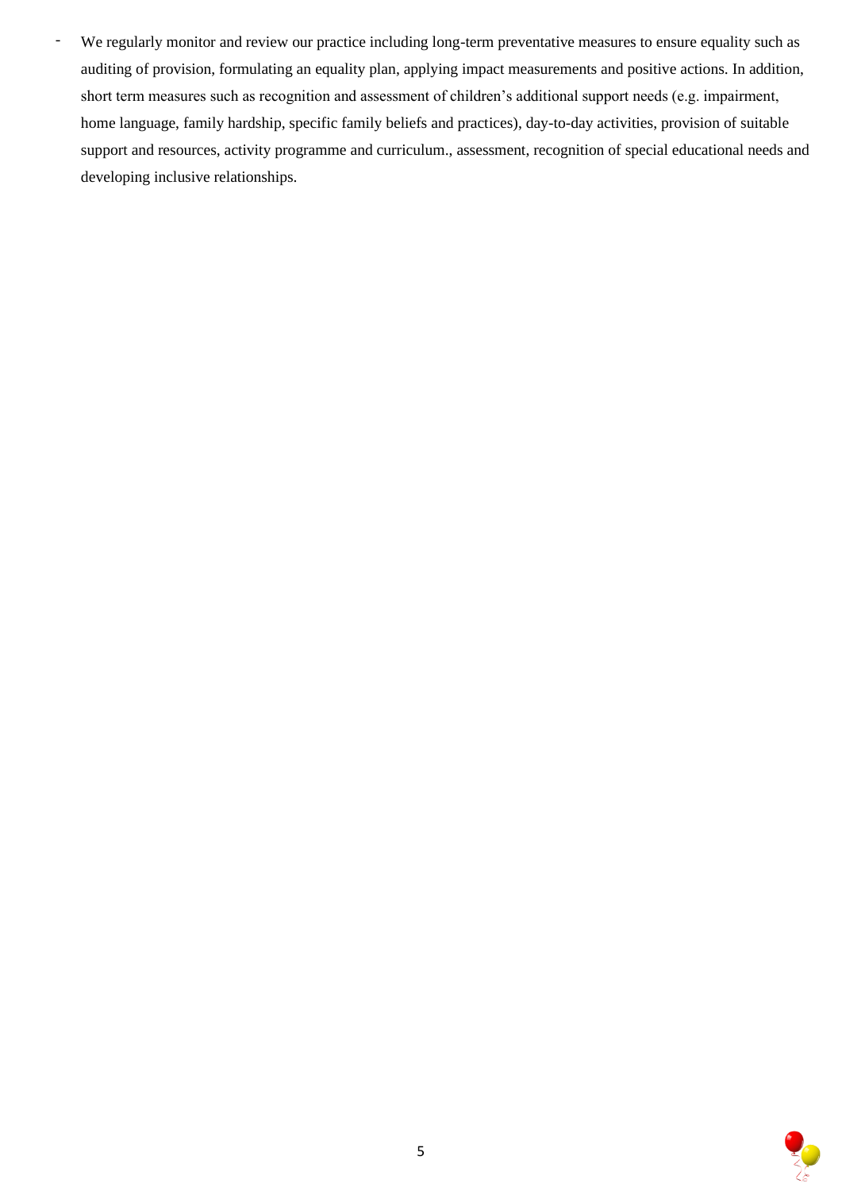- We regularly monitor and review our practice including long-term preventative measures to ensure equality such as auditing of provision, formulating an equality plan, applying impact measurements and positive actions. In addition, short term measures such as recognition and assessment of children's additional support needs (e.g. impairment, home language, family hardship, specific family beliefs and practices), day-to-day activities, provision of suitable support and resources, activity programme and curriculum., assessment, recognition of special educational needs and developing inclusive relationships.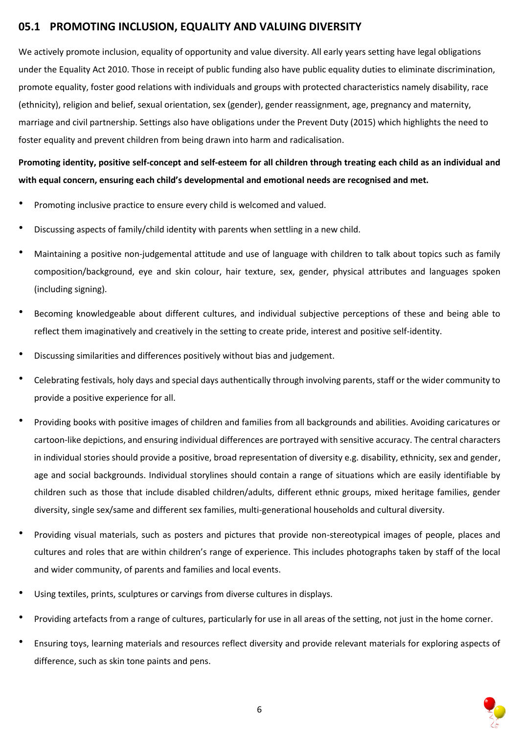## 05.1 PROMOTING INCLUSION, EQUALITY AND VALUING DIVERSITY

We actively promote inclusion, equality of opportunity and value diversity. All early years setting have legal obligations under the Equality Act 2010. Those in receipt of public funding also have public equality duties to eliminate discrimination, promote equality, foster good relations with individuals and groups with protected characteristics namely disability, race (ethnicity), religion and belief, sexual orientation, sex (gender), gender reassignment, age, pregnancy and maternity, marriage and civil partnership. Settings also have obligations under the Prevent Duty (2015) which highlights the need to foster equality and prevent children from being drawn into harm and radicalisation.

**Promoting identity, positive self-concept and self-esteem for all children through treating each child as an individual and with equal concern, ensuring each child's developmental and emotional needs are recognised and met.**

- Promoting inclusive practice to ensure every child is welcomed and valued.
- Discussing aspects of family/child identity with parents when settling in a new child.
- Maintaining a positive non-judgemental attitude and use of language with children to talk about topics such as family composition/background, eye and skin colour, hair texture, sex, gender, physical attributes and languages spoken (including signing).
- Becoming knowledgeable about different cultures, and individual subjective perceptions of these and being able to reflect them imaginatively and creatively in the setting to create pride, interest and positive self-identity.
- Discussing similarities and differences positively without bias and judgement.
- Celebrating festivals, holy days and special days authentically through involving parents, staff or the wider community to provide a positive experience for all.
- Providing books with positive images of children and families from all backgrounds and abilities. Avoiding caricatures or cartoon-like depictions, and ensuring individual differences are portrayed with sensitive accuracy. The central characters in individual stories should provide a positive, broad representation of diversity e.g. disability, ethnicity, sex and gender, age and social backgrounds. Individual storylines should contain a range of situations which are easily identifiable by children such as those that include disabled children/adults, different ethnic groups, mixed heritage families, gender diversity, single sex/same and different sex families, multi-generational households and cultural diversity.
- Providing visual materials, such as posters and pictures that provide non-stereotypical images of people, places and cultures and roles that are within children's range of experience. This includes photographs taken by staff of the local and wider community, of parents and families and local events.
- Using textiles, prints, sculptures or carvings from diverse cultures in displays.
- Providing artefacts from a range of cultures, particularly for use in all areas of the setting, not just in the home corner.
- Ensuring toys, learning materials and resources reflect diversity and provide relevant materials for exploring aspects of difference, such as skin tone paints and pens.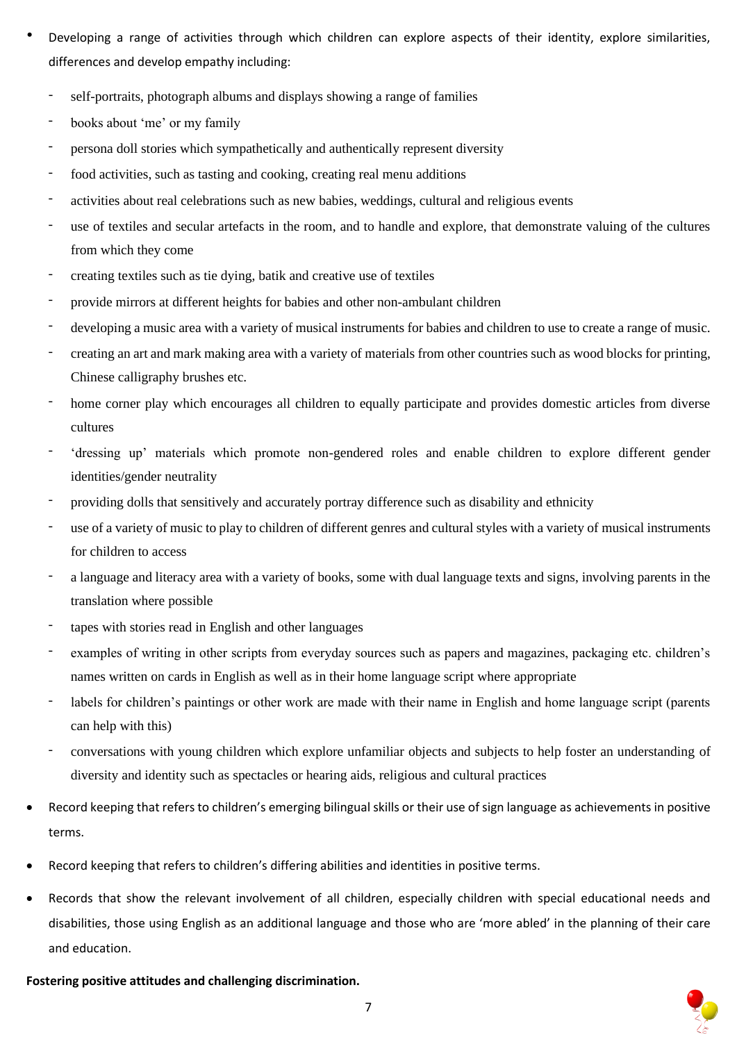- Developing a range of activities through which children can explore aspects of their identity, explore similarities, differences and develop empathy including:
    - self-portraits, photograph albums and displays showing a range of families
    - books about 'me' or my family
    - persona doll stories which sympathetically and authentically represent diversity
    - food activities, such as tasting and cooking, creating real menu additions
    - activities about real celebrations such as new babies, weddings, cultural and religious events
    - use of textiles and secular artefacts in the room, and to handle and explore, that demonstrate valuing of the cultures from which they come
    - creating textiles such as tie dying, batik and creative use of textiles
    - provide mirrors at different heights for babies and other non-ambulant children
    - developing a music area with a variety of musical instruments for babies and children to use to create a range of music.
    - creating an art and mark making area with a variety of materials from other countries such as wood blocks for printing, Chinese calligraphy brushes etc.
    - home corner play which encourages all children to equally participate and provides domestic articles from diverse cultures
    - 'dressing up' materials which promote non-gendered roles and enable children to explore different gender identities/gender neutrality
    - providing dolls that sensitively and accurately portray difference such as disability and ethnicity
    - use of a variety of music to play to children of different genres and cultural styles with a variety of musical instruments for children to access
    - a language and literacy area with a variety of books, some with dual language texts and signs, involving parents in the translation where possible
    - tapes with stories read in English and other languages
    - examples of writing in other scripts from everyday sources such as papers and magazines, packaging etc. children's names written on cards in English as well as in their home language script where appropriate
    - labels for children's paintings or other work are made with their name in English and home language script (parents can help with this)
    - conversations with young children which explore unfamiliar objects and subjects to help foster an understanding of diversity and identity such as spectacles or hearing aids, religious and cultural practices
- Record keeping that refers to children's emerging bilingual skills or their use of sign language as achievements in positive terms.
- Record keeping that refers to children's differing abilities and identities in positive terms.
- Records that show the relevant involvement of all children, especially children with special educational needs and disabilities, those using English as an additional language and those who are 'more abled' in the planning of their care and education.

**Fostering positive attitudes and challenging discrimination.**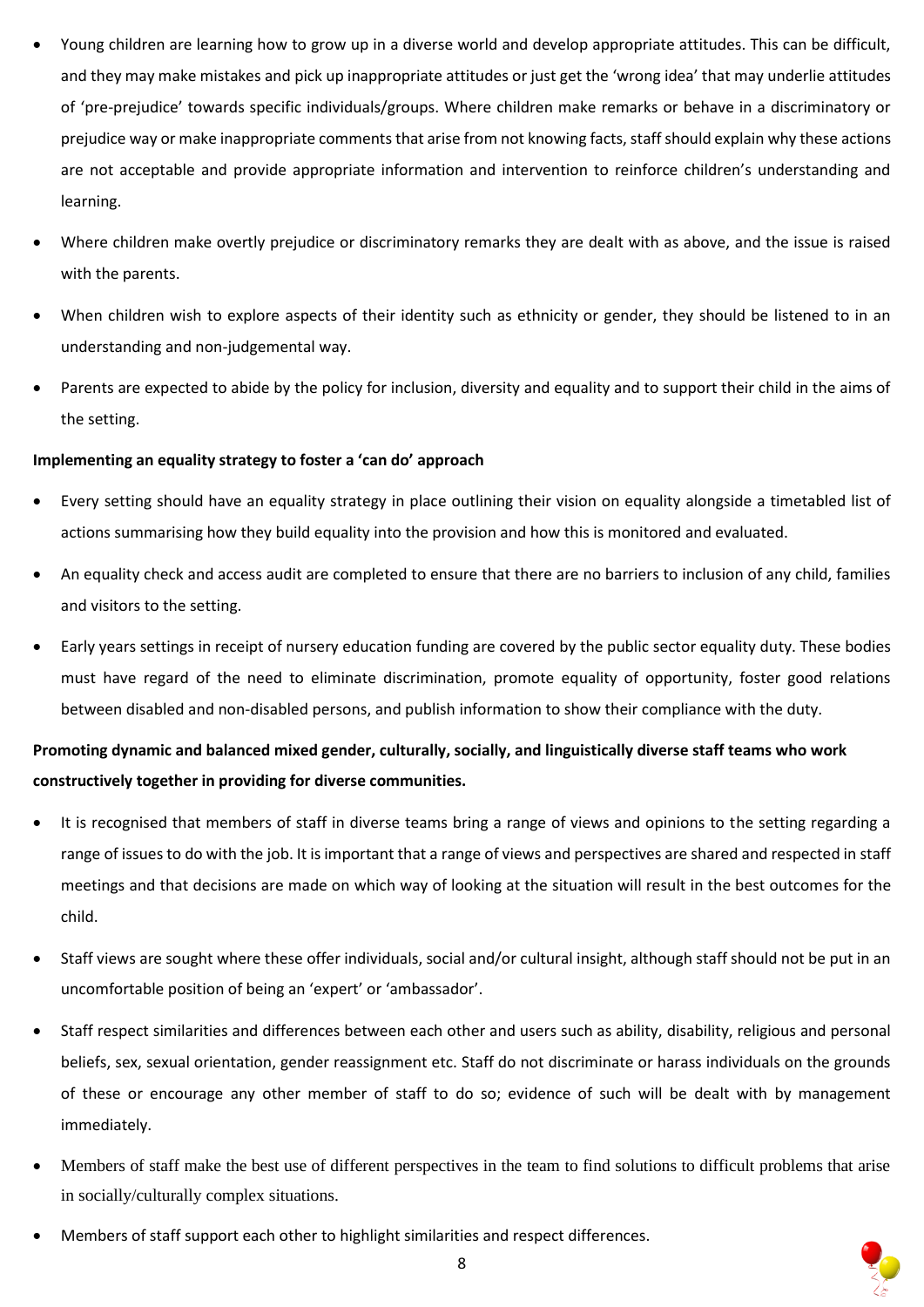- Young children are learning how to grow up in a diverse world and develop appropriate attitudes. This can be difficult, and they may make mistakes and pick up inappropriate attitudes or just get the 'wrong idea' that may underlie attitudes of 'pre-prejudice' towards specific individuals/groups. Where children make remarks or behave in a discriminatory or prejudice way or make inappropriate comments that arise from not knowing facts, staff should explain why these actions are not acceptable and provide appropriate information and intervention to reinforce children's understanding and learning.
- Where children make overtly prejudice or discriminatory remarks they are dealt with as above, and the issue is raised with the parents.
- When children wish to explore aspects of their identity such as ethnicity or gender, they should be listened to in an understanding and non-judgemental way.
- Parents are expected to abide by the policy for inclusion, diversity and equality and to support their child in the aims of the setting.

**Implementing an equality strategy to foster a 'can do' approach**

- Every setting should have an equality strategy in place outlining their vision on equality alongside a timetabled list of actions summarising how they build equality into the provision and how this is monitored and evaluated.
- An equality check and access audit are completed to ensure that there are no barriers to inclusion of any child, families and visitors to the setting.
- Early years settings in receipt of nursery education funding are covered by the public sector equality duty. These bodies must have regard of the need to eliminate discrimination, promote equality of opportunity, foster good relations between disabled and non-disabled persons, and publish information to show their compliance with the duty.

**Promoting dynamic and balanced mixed gender, culturally, socially, and linguistically diverse staff teams who work constructively together in providing for diverse communities.**

- It is recognised that members of staff in diverse teams bring a range of views and opinions to the setting regarding a range of issues to do with the job. It is important that a range of views and perspectives are shared and respected in staff meetings and that decisions are made on which way of looking at the situation will result in the best outcomes for the child.
- Staff views are sought where these offer individuals, social and/or cultural insight, although staff should not be put in an uncomfortable position of being an 'expert' or 'ambassador'.
- Staff respect similarities and differences between each other and users such as ability, disability, religious and personal beliefs, sex, sexual orientation, gender reassignment etc. Staff do not discriminate or harass individuals on the grounds of these or encourage any other member of staff to do so; evidence of such will be dealt with by management immediately.
- Members of staff make the best use of different perspectives in the team to find solutions to difficult problems that arise in socially/culturally complex situations.
- Members of staff support each other to highlight similarities and respect differences.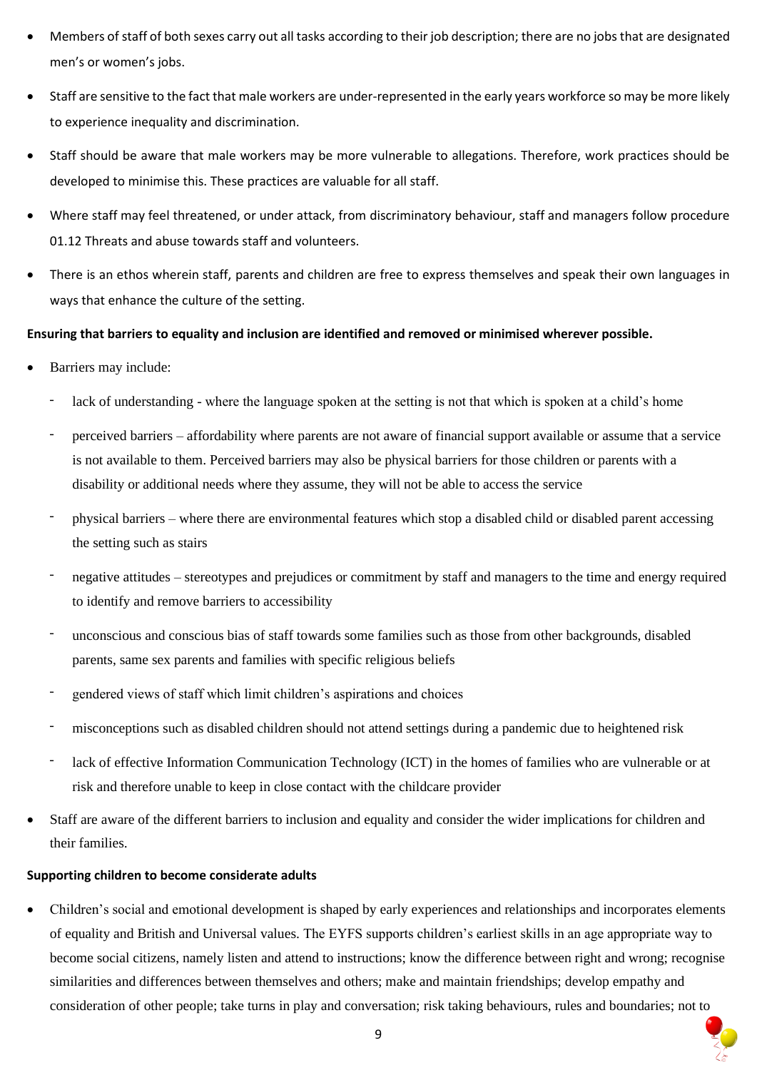- Members of staff of both sexes carry out all tasks according to their job description; there are no jobs that are designated men's or women's jobs.
- Staff are sensitive to the fact that male workers are under-represented in the early years workforce so may be more likely to experience inequality and discrimination.
- Staff should be aware that male workers may be more vulnerable to allegations. Therefore, work practices should be developed to minimise this. These practices are valuable for all staff.
- Where staff may feel threatened, or under attack, from discriminatory behaviour, staff and managers follow procedure 01.12 Threats and abuse towards staff and volunteers.
- There is an ethos wherein staff, parents and children are free to express themselves and speak their own languages in ways that enhance the culture of the setting.

**Ensuring that barriers to equality and inclusion are identified and removed or minimised wherever possible.**

- Barriers may include:
  - lack of understanding - where the language spoken at the setting is not that which is spoken at a child's home
  - perceived barriers – affordability where parents are not aware of financial support available or assume that a service is not available to them. Perceived barriers may also be physical barriers for those children or parents with a disability or additional needs where they assume, they will not be able to access the service
  - physical barriers – where there are environmental features which stop a disabled child or disabled parent accessing the setting such as stairs
  - negative attitudes – stereotypes and prejudices or commitment by staff and managers to the time and energy required to identify and remove barriers to accessibility
  - unconscious and conscious bias of staff towards some families such as those from other backgrounds, disabled parents, same sex parents and families with specific religious beliefs
  - gendered views of staff which limit children's aspirations and choices
  - misconceptions such as disabled children should not attend settings during a pandemic due to heightened risk
  - lack of effective Information Communication Technology (ICT) in the homes of families who are vulnerable or at risk and therefore unable to keep in close contact with the childcare provider
- Staff are aware of the different barriers to inclusion and equality and consider the wider implications for children and their families.

**Supporting children to become considerate adults**

- Children's social and emotional development is shaped by early experiences and relationships and incorporates elements of equality and British and Universal values. The EYFS supports children's earliest skills in an age appropriate way to become social citizens, namely listen and attend to instructions; know the difference between right and wrong; recognise similarities and differences between themselves and others; make and maintain friendships; develop empathy and consideration of other people; take turns in play and conversation; risk taking behaviours, rules and boundaries; not to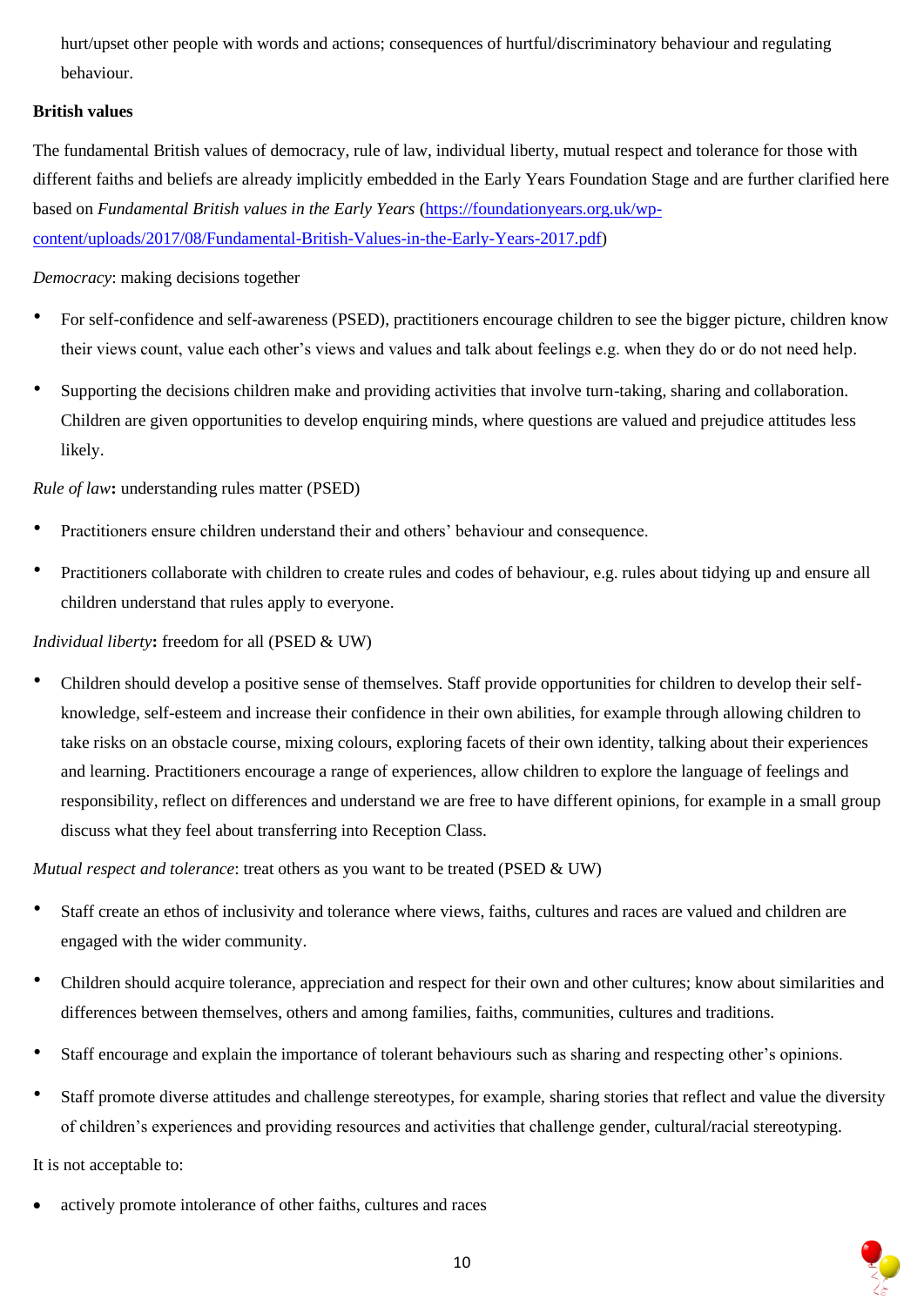hurt/upset other people with words and actions; consequences of hurtful/discriminatory behaviour and regulating behaviour.

**British values**

The fundamental British values of democracy, rule of law, individual liberty, mutual respect and tolerance for those with different faiths and beliefs are already implicitly embedded in the Early Years Foundation Stage and are further clarified here based on *Fundamental British values in the Early Years* (https://foundationyears.org.uk/wp-content/uploads/2017/08/Fundamental-British-Values-in-the-Early-Years-2017.pdf)

*Democracy*: making decisions together

- For self-confidence and self-awareness (PSED), practitioners encourage children to see the bigger picture, children know their views count, value each other's views and values and talk about feelings e.g. when they do or do not need help.
- Supporting the decisions children make and providing activities that involve turn-taking, sharing and collaboration. Children are given opportunities to develop enquiring minds, where questions are valued and prejudice attitudes less likely.

*Rule of law***:** understanding rules matter (PSED)

- Practitioners ensure children understand their and others' behaviour and consequence.
- Practitioners collaborate with children to create rules and codes of behaviour, e.g. rules about tidying up and ensure all children understand that rules apply to everyone.

*Individual liberty***:** freedom for all (PSED & UW)

- Children should develop a positive sense of themselves. Staff provide opportunities for children to develop their self-knowledge, self-esteem and increase their confidence in their own abilities, for example through allowing children to take risks on an obstacle course, mixing colours, exploring facets of their own identity, talking about their experiences and learning. Practitioners encourage a range of experiences, allow children to explore the language of feelings and responsibility, reflect on differences and understand we are free to have different opinions, for example in a small group discuss what they feel about transferring into Reception Class.

*Mutual respect and tolerance*: treat others as you want to be treated (PSED & UW)

- Staff create an ethos of inclusivity and tolerance where views, faiths, cultures and races are valued and children are engaged with the wider community.
- Children should acquire tolerance, appreciation and respect for their own and other cultures; know about similarities and differences between themselves, others and among families, faiths, communities, cultures and traditions.
- Staff encourage and explain the importance of tolerant behaviours such as sharing and respecting other's opinions.
- Staff promote diverse attitudes and challenge stereotypes, for example, sharing stories that reflect and value the diversity of children's experiences and providing resources and activities that challenge gender, cultural/racial stereotyping.

It is not acceptable to:

- actively promote intolerance of other faiths, cultures and races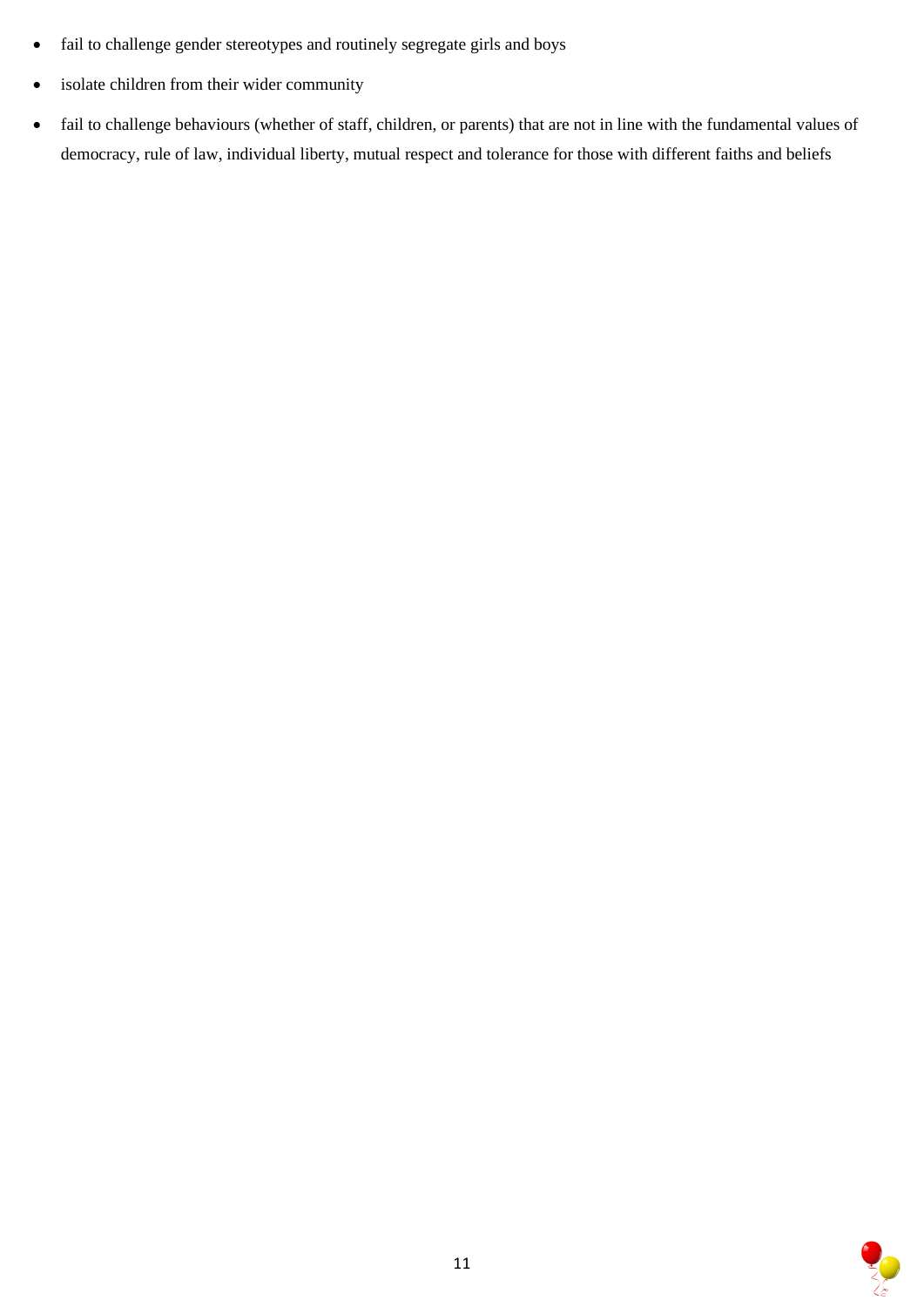- fail to challenge gender stereotypes and routinely segregate girls and boys
- isolate children from their wider community
- fail to challenge behaviours (whether of staff, children, or parents) that are not in line with the fundamental values of democracy, rule of law, individual liberty, mutual respect and tolerance for those with different faiths and beliefs